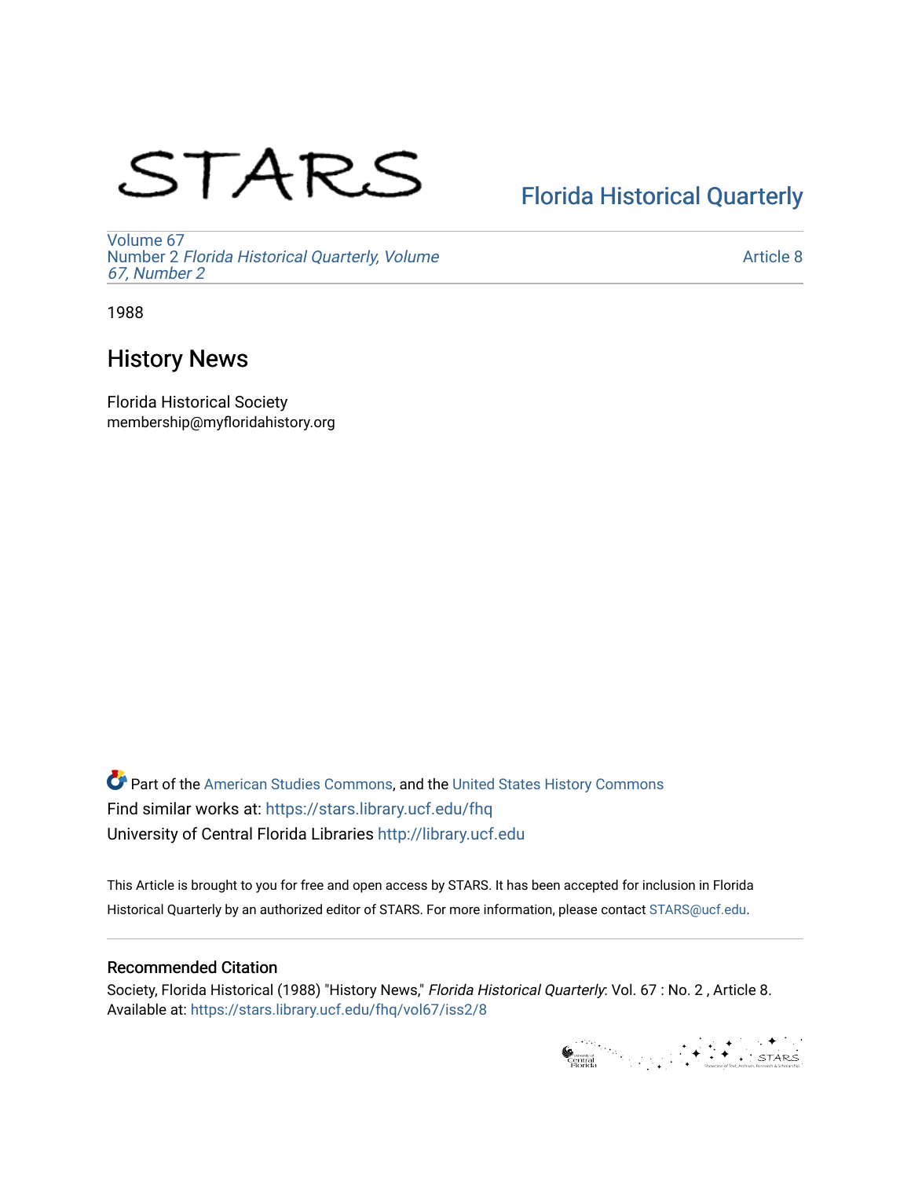STARS

Florida Historical Quarterly

Volume 67
Number 2 *Florida Historical Quarterly, Volume 67, Number 2*

Article 8

1988

# History News

Florida Historical Society
membership@myfloridahistory.org

Part of the American Studies Commons, and the United States History Commons
Find similar works at: https://stars.library.ucf.edu/fhq
University of Central Florida Libraries http://library.ucf.edu

This Article is brought to you for free and open access by STARS. It has been accepted for inclusion in Florida Historical Quarterly by an authorized editor of STARS. For more information, please contact STARS@ucf.edu.

## Recommended Citation

Society, Florida Historical (1988) "History News," *Florida Historical Quarterly*: Vol. 67 : No. 2 , Article 8.
Available at: https://stars.library.ucf.edu/fhq/vol67/iss2/8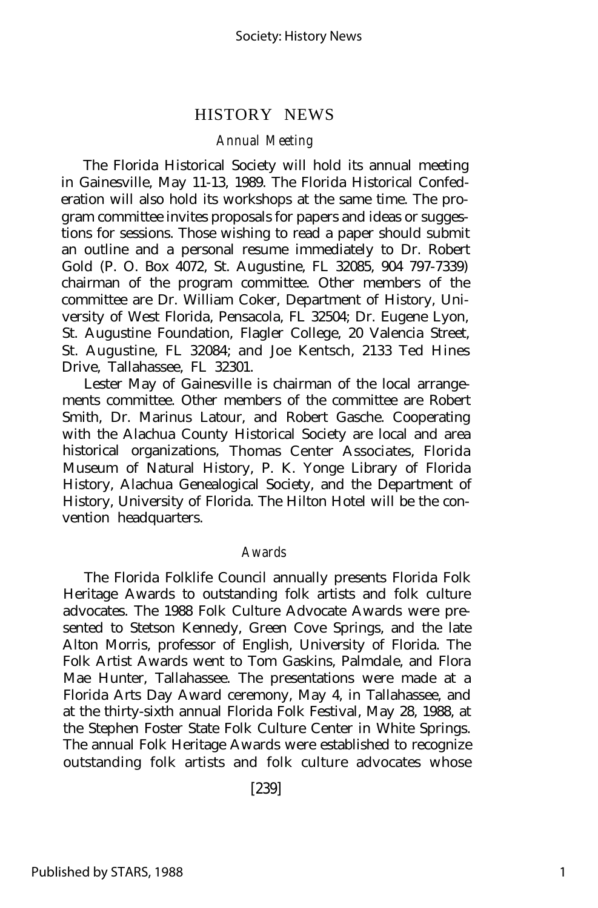# HISTORY NEWS

## *Annual Meeting*

The Florida Historical Society will hold its annual meeting in Gainesville, May 11-13, 1989. The Florida Historical Confederation will also hold its workshops at the same time. The program committee invites proposals for papers and ideas or suggestions for sessions. Those wishing to read a paper should submit an outline and a personal resume immediately to Dr. Robert Gold (P. O. Box 4072, St. Augustine, FL 32085, 904 797-7339) chairman of the program committee. Other members of the committee are Dr. William Coker, Department of History, University of West Florida, Pensacola, FL 32504; Dr. Eugene Lyon, St. Augustine Foundation, Flagler College, 20 Valencia Street, St. Augustine, FL 32084; and Joe Kentsch, 2133 Ted Hines Drive, Tallahassee, FL 32301.

Lester May of Gainesville is chairman of the local arrangements committee. Other members of the committee are Robert Smith, Dr. Marinus Latour, and Robert Gasche. Cooperating with the Alachua County Historical Society are local and area historical organizations, Thomas Center Associates, Florida Museum of Natural History, P. K. Yonge Library of Florida History, Alachua Genealogical Society, and the Department of History, University of Florida. The Hilton Hotel will be the convention headquarters.

## *Awards*

The Florida Folklife Council annually presents Florida Folk Heritage Awards to outstanding folk artists and folk culture advocates. The 1988 Folk Culture Advocate Awards were presented to Stetson Kennedy, Green Cove Springs, and the late Alton Morris, professor of English, University of Florida. The Folk Artist Awards went to Tom Gaskins, Palmdale, and Flora Mae Hunter, Tallahassee. The presentations were made at a Florida Arts Day Award ceremony, May 4, in Tallahassee, and at the thirty-sixth annual Florida Folk Festival, May 28, 1988, at the Stephen Foster State Folk Culture Center in White Springs. The annual Folk Heritage Awards were established to recognize outstanding folk artists and folk culture advocates whose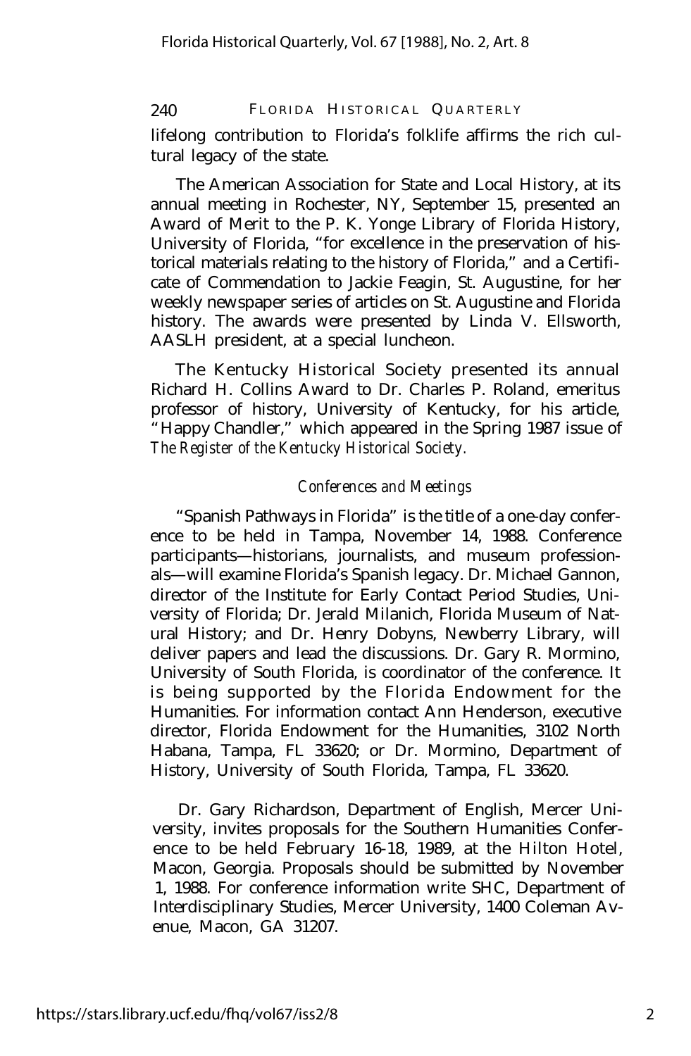lifelong contribution to Florida's folklife affirms the rich cultural legacy of the state.

The American Association for State and Local History, at its annual meeting in Rochester, NY, September 15, presented an Award of Merit to the P. K. Yonge Library of Florida History, University of Florida, "for excellence in the preservation of historical materials relating to the history of Florida," and a Certificate of Commendation to Jackie Feagin, St. Augustine, for her weekly newspaper series of articles on St. Augustine and Florida history. The awards were presented by Linda V. Ellsworth, AASLH president, at a special luncheon.

The Kentucky Historical Society presented its annual Richard H. Collins Award to Dr. Charles P. Roland, emeritus professor of history, University of Kentucky, for his article, "Happy Chandler," which appeared in the Spring 1987 issue of *The Register of the Kentucky Historical Society.*

### *Conferences and Meetings*

"Spanish Pathways in Florida" is the title of a one-day conference to be held in Tampa, November 14, 1988. Conference participants—historians, journalists, and museum professionals—will examine Florida's Spanish legacy. Dr. Michael Gannon, director of the Institute for Early Contact Period Studies, University of Florida; Dr. Jerald Milanich, Florida Museum of Natural History; and Dr. Henry Dobyns, Newberry Library, will deliver papers and lead the discussions. Dr. Gary R. Mormino, University of South Florida, is coordinator of the conference. It is being supported by the Florida Endowment for the Humanities. For information contact Ann Henderson, executive director, Florida Endowment for the Humanities, 3102 North Habana, Tampa, FL 33620; or Dr. Mormino, Department of History, University of South Florida, Tampa, FL 33620.

Dr. Gary Richardson, Department of English, Mercer University, invites proposals for the Southern Humanities Conference to be held February 16-18, 1989, at the Hilton Hotel, Macon, Georgia. Proposals should be submitted by November 1, 1988. For conference information write SHC, Department of Interdisciplinary Studies, Mercer University, 1400 Coleman Avenue, Macon, GA 31207.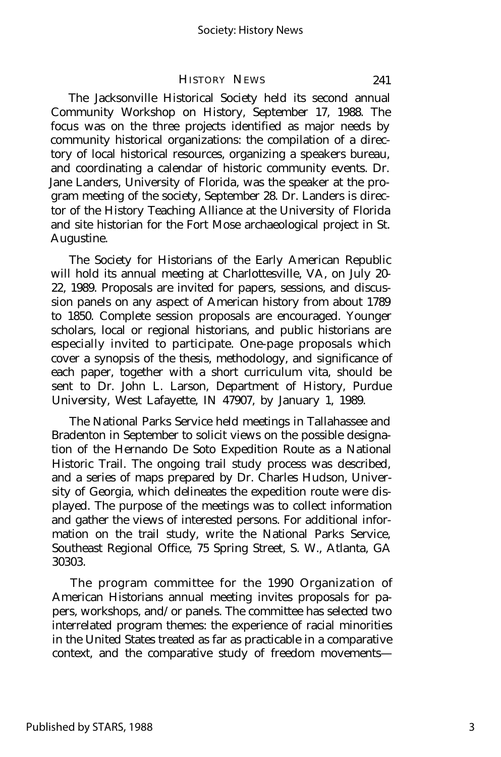The Jacksonville Historical Society held its second annual Community Workshop on History, September 17, 1988. The focus was on the three projects identified as major needs by community historical organizations: the compilation of a directory of local historical resources, organizing a speakers bureau, and coordinating a calendar of historic community events. Dr. Jane Landers, University of Florida, was the speaker at the program meeting of the society, September 28. Dr. Landers is director of the History Teaching Alliance at the University of Florida and site historian for the Fort Mose archaeological project in St. Augustine.

The Society for Historians of the Early American Republic will hold its annual meeting at Charlottesville, VA, on July 20-22, 1989. Proposals are invited for papers, sessions, and discussion panels on any aspect of American history from about 1789 to 1850. Complete session proposals are encouraged. Younger scholars, local or regional historians, and public historians are especially invited to participate. One-page proposals which cover a synopsis of the thesis, methodology, and significance of each paper, together with a short curriculum vita, should be sent to Dr. John L. Larson, Department of History, Purdue University, West Lafayette, IN 47907, by January 1, 1989.

The National Parks Service held meetings in Tallahassee and Bradenton in September to solicit views on the possible designation of the Hernando De Soto Expedition Route as a National Historic Trail. The ongoing trail study process was described, and a series of maps prepared by Dr. Charles Hudson, University of Georgia, which delineates the expedition route were displayed. The purpose of the meetings was to collect information and gather the views of interested persons. For additional information on the trail study, write the National Parks Service, Southeast Regional Office, 75 Spring Street, S. W., Atlanta, GA 30303.

The program committee for the 1990 Organization of American Historians annual meeting invites proposals for papers, workshops, and/or panels. The committee has selected two interrelated program themes: the experience of racial minorities in the United States treated as far as practicable in a comparative context, and the comparative study of freedom movements—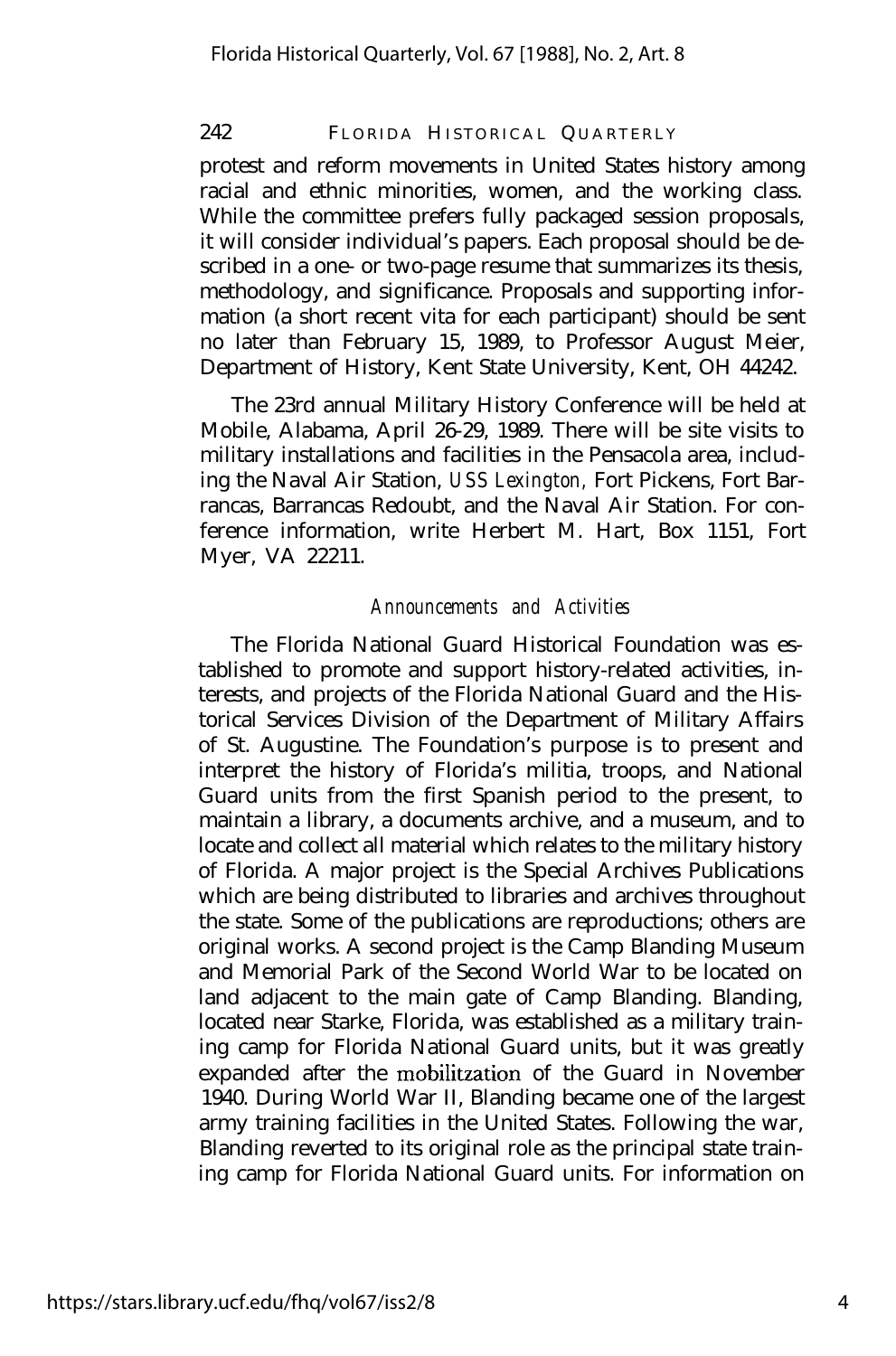protest and reform movements in United States history among racial and ethnic minorities, women, and the working class. While the committee prefers fully packaged session proposals, it will consider individual's papers. Each proposal should be described in a one- or two-page resume that summarizes its thesis, methodology, and significance. Proposals and supporting information (a short recent vita for each participant) should be sent no later than February 15, 1989, to Professor August Meier, Department of History, Kent State University, Kent, OH 44242.

The 23rd annual Military History Conference will be held at Mobile, Alabama, April 26-29, 1989. There will be site visits to military installations and facilities in the Pensacola area, including the Naval Air Station, *USS Lexington,* Fort Pickens, Fort Barrancas, Barrancas Redoubt, and the Naval Air Station. For conference information, write Herbert M. Hart, Box 1151, Fort Myer, VA 22211.

## *Announcements and Activities*

The Florida National Guard Historical Foundation was established to promote and support history-related activities, interests, and projects of the Florida National Guard and the Historical Services Division of the Department of Military Affairs of St. Augustine. The Foundation's purpose is to present and interpret the history of Florida's militia, troops, and National Guard units from the first Spanish period to the present, to maintain a library, a documents archive, and a museum, and to locate and collect all material which relates to the military history of Florida. A major project is the Special Archives Publications which are being distributed to libraries and archives throughout the state. Some of the publications are reproductions; others are original works. A second project is the Camp Blanding Museum and Memorial Park of the Second World War to be located on land adjacent to the main gate of Camp Blanding. Blanding, located near Starke, Florida, was established as a military training camp for Florida National Guard units, but it was greatly expanded after the mobilitzation of the Guard in November 1940. During World War II, Blanding became one of the largest army training facilities in the United States. Following the war, Blanding reverted to its original role as the principal state training camp for Florida National Guard units. For information on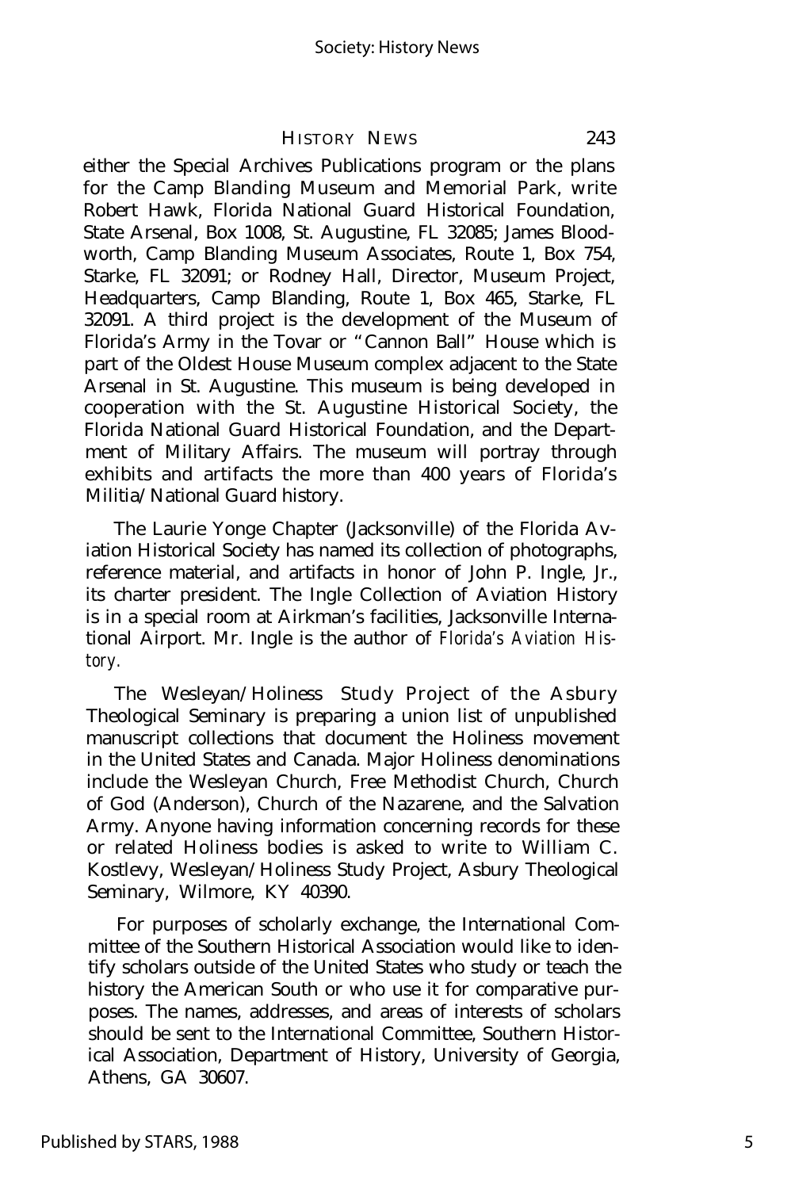either the Special Archives Publications program or the plans for the Camp Blanding Museum and Memorial Park, write Robert Hawk, Florida National Guard Historical Foundation, State Arsenal, Box 1008, St. Augustine, FL 32085; James Bloodworth, Camp Blanding Museum Associates, Route 1, Box 754, Starke, FL 32091; or Rodney Hall, Director, Museum Project, Headquarters, Camp Blanding, Route 1, Box 465, Starke, FL 32091. A third project is the development of the Museum of Florida's Army in the Tovar or "Cannon Ball" House which is part of the Oldest House Museum complex adjacent to the State Arsenal in St. Augustine. This museum is being developed in cooperation with the St. Augustine Historical Society, the Florida National Guard Historical Foundation, and the Department of Military Affairs. The museum will portray through exhibits and artifacts the more than 400 years of Florida's Militia/National Guard history.

The Laurie Yonge Chapter (Jacksonville) of the Florida Aviation Historical Society has named its collection of photographs, reference material, and artifacts in honor of John P. Ingle, Jr., its charter president. The Ingle Collection of Aviation History is in a special room at Airkman's facilities, Jacksonville International Airport. Mr. Ingle is the author of *Florida's Aviation History*.

The Wesleyan/Holiness Study Project of the Asbury Theological Seminary is preparing a union list of unpublished manuscript collections that document the Holiness movement in the United States and Canada. Major Holiness denominations include the Wesleyan Church, Free Methodist Church, Church of God (Anderson), Church of the Nazarene, and the Salvation Army. Anyone having information concerning records for these or related Holiness bodies is asked to write to William C. Kostlevy, Wesleyan/Holiness Study Project, Asbury Theological Seminary, Wilmore, KY 40390.

For purposes of scholarly exchange, the International Committee of the Southern Historical Association would like to identify scholars outside of the United States who study or teach the history the American South or who use it for comparative purposes. The names, addresses, and areas of interests of scholars should be sent to the International Committee, Southern Historical Association, Department of History, University of Georgia, Athens, GA 30607.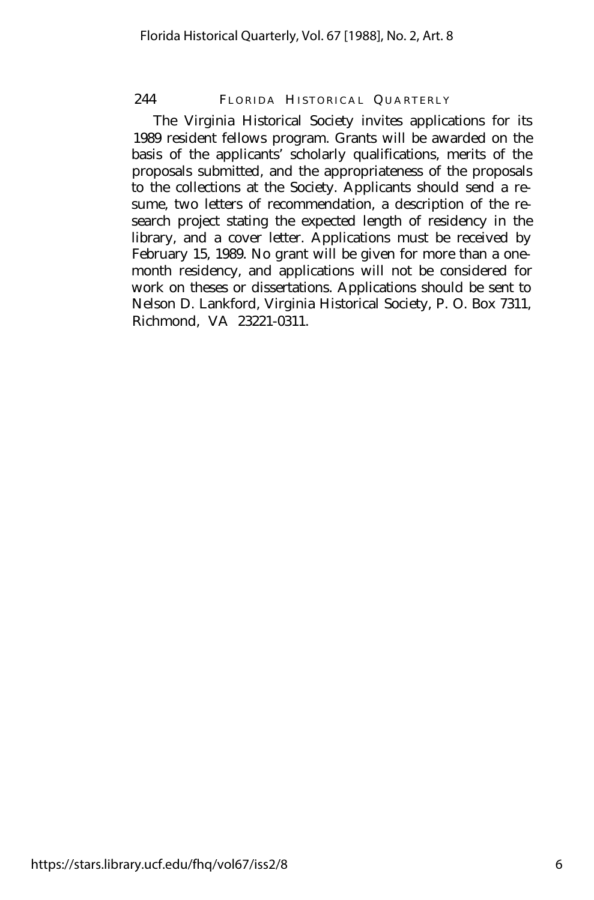The Virginia Historical Society invites applications for its 1989 resident fellows program. Grants will be awarded on the basis of the applicants' scholarly qualifications, merits of the proposals submitted, and the appropriateness of the proposals to the collections at the Society. Applicants should send a resume, two letters of recommendation, a description of the research project stating the expected length of residency in the library, and a cover letter. Applications must be received by February 15, 1989. No grant will be given for more than a one-month residency, and applications will not be considered for work on theses or dissertations. Applications should be sent to Nelson D. Lankford, Virginia Historical Society, P. O. Box 7311, Richmond, VA 23221-0311.